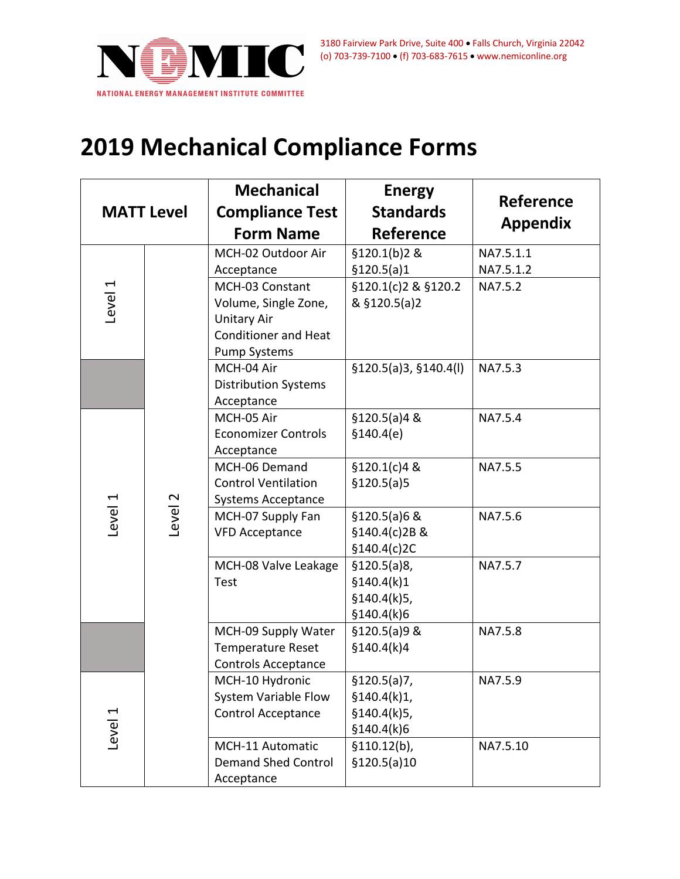NEMIC

NATIONAL ENERGY MANAGEMENT INSTITUTE COMMITTEE

3180 Fairview Park Drive, Suite 400 • Falls Church, Virginia 22042
(o) 703-739-7100 • (f) 703-683-7615 • www.nemiconline.org

# 2019 Mechanical Compliance Forms

| MATT Level | | Mechanical Compliance Test Form Name | Energy Standards Reference | Reference Appendix |
|---|---|---|---|---|
| Level 1 | Level 2 | MCH-02 Outdoor Air Acceptance | §120.1(b)2 & §120.5(a)1 | NA7.5.1.1 NA7.5.1.2 |
| Level 1 | Level 2 | MCH-03 Constant Volume, Single Zone, Unitary Air Conditioner and Heat Pump Systems | §120.1(c)2 & §120.2 & §120.5(a)2 | NA7.5.2 |
| | Level 2 | MCH-04 Air Distribution Systems Acceptance | §120.5(a)3, §140.4(l) | NA7.5.3 |
| Level 1 | Level 2 | MCH-05 Air Economizer Controls Acceptance | §120.5(a)4 & §140.4(e) | NA7.5.4 |
| Level 1 | Level 2 | MCH-06 Demand Control Ventilation Systems Acceptance | §120.1(c)4 & §120.5(a)5 | NA7.5.5 |
| Level 1 | Level 2 | MCH-07 Supply Fan VFD Acceptance | §120.5(a)6 & §140.4(c)2B & §140.4(c)2C | NA7.5.6 |
| Level 1 | Level 2 | MCH-08 Valve Leakage Test | §120.5(a)8, §140.4(k)1 §140.4(k)5, §140.4(k)6 | NA7.5.7 |
| | Level 2 | MCH-09 Supply Water Temperature Reset Controls Acceptance | §120.5(a)9 & §140.4(k)4 | NA7.5.8 |
| Level 1 | Level 2 | MCH-10 Hydronic System Variable Flow Control Acceptance | §120.5(a)7, §140.4(k)1, §140.4(k)5, §140.4(k)6 | NA7.5.9 |
| Level 1 | Level 2 | MCH-11 Automatic Demand Shed Control Acceptance | §110.12(b), §120.5(a)10 | NA7.5.10 |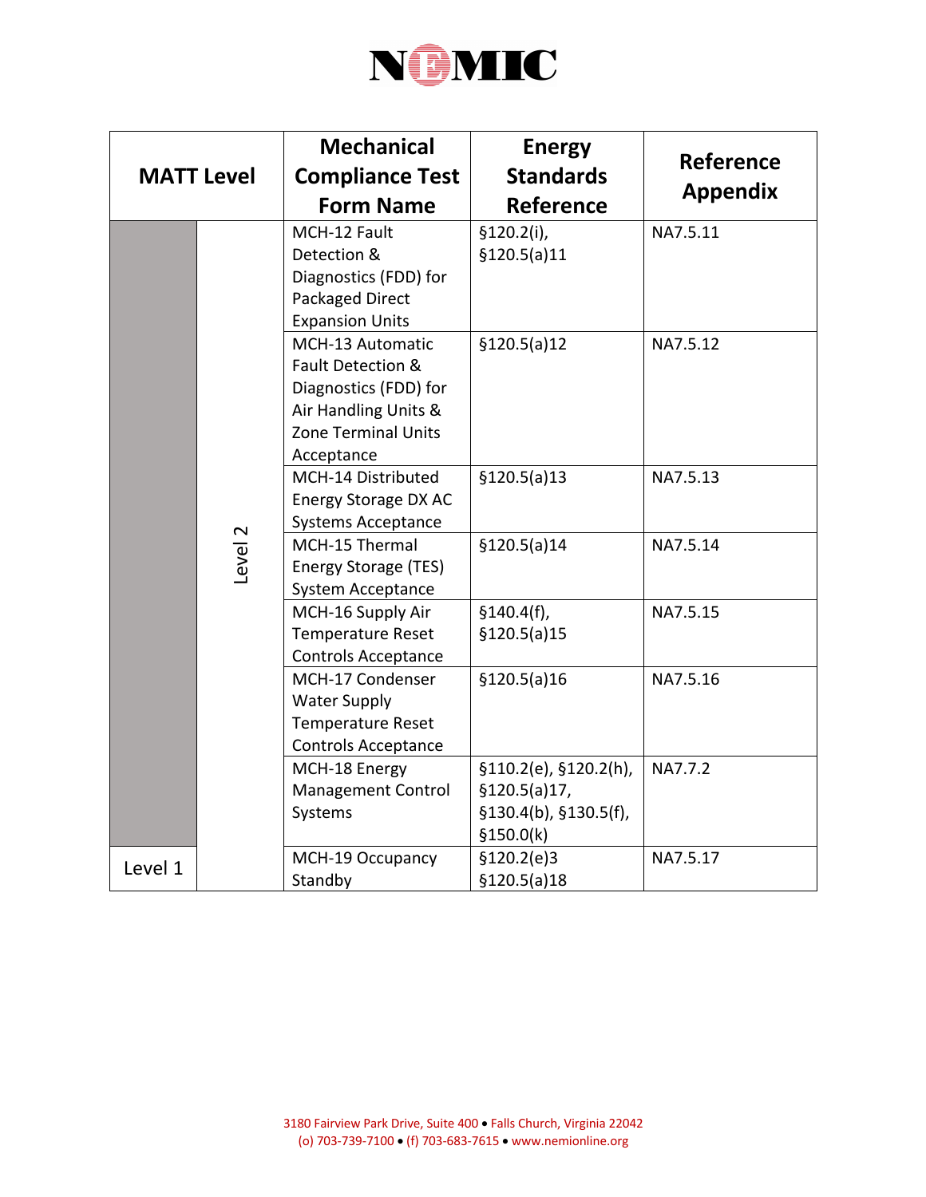| MATT Level | | Mechanical Compliance Test Form Name | Energy Standards Reference | Reference Appendix |
|---|---|---|---|---|
| | Level 2 | MCH-12 Fault Detection & Diagnostics (FDD) for Packaged Direct Expansion Units | §120.2(i), §120.5(a)11 | NA7.5.11 |
| | Level 2 | MCH-13 Automatic Fault Detection & Diagnostics (FDD) for Air Handling Units & Zone Terminal Units Acceptance | §120.5(a)12 | NA7.5.12 |
| | Level 2 | MCH-14 Distributed Energy Storage DX AC Systems Acceptance | §120.5(a)13 | NA7.5.13 |
| | Level 2 | MCH-15 Thermal Energy Storage (TES) System Acceptance | §120.5(a)14 | NA7.5.14 |
| | Level 2 | MCH-16 Supply Air Temperature Reset Controls Acceptance | §140.4(f), §120.5(a)15 | NA7.5.15 |
| | Level 2 | MCH-17 Condenser Water Supply Temperature Reset Controls Acceptance | §120.5(a)16 | NA7.5.16 |
| | Level 2 | MCH-18 Energy Management Control Systems | §110.2(e), §120.2(h), §120.5(a)17, §130.4(b), §130.5(f), §150.0(k) | NA7.7.2 |
| Level 1 | Level 2 | MCH-19 Occupancy Standby | §120.2(e)3 §120.5(a)18 | NA7.5.17 |